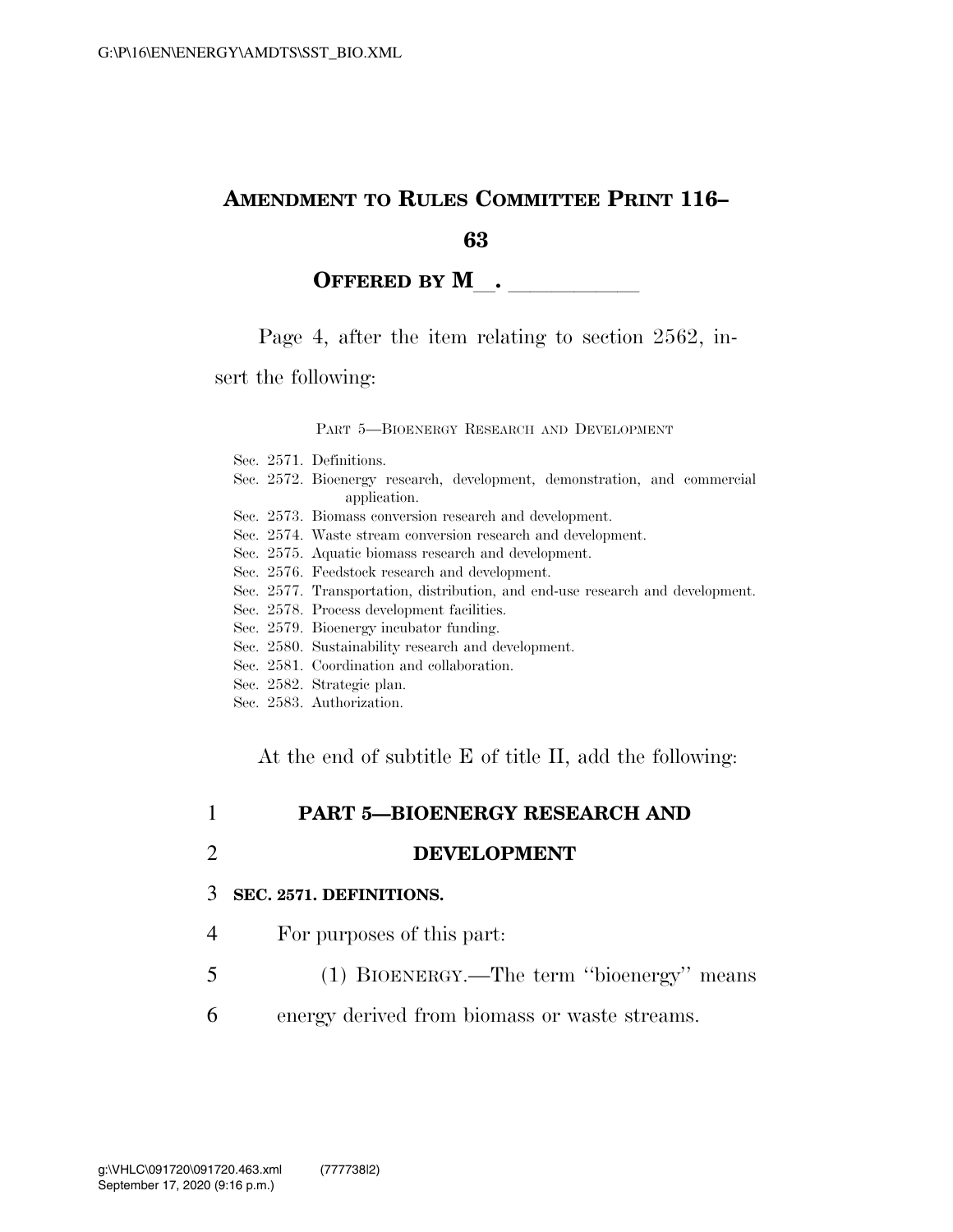## AMENDMENT TO RULES COMMITTEE PRINT 116–63

**OFFERED BY M\_\_. \_\_\_\_\_\_\_\_\_\_\_**

Page 4, after the item relating to section 2562, insert the following:

PART 5—BIOENERGY RESEARCH AND DEVELOPMENT

Sec. 2571. Definitions.
Sec. 2572. Bioenergy research, development, demonstration, and commercial application.
Sec. 2573. Biomass conversion research and development.
Sec. 2574. Waste stream conversion research and development.
Sec. 2575. Aquatic biomass research and development.
Sec. 2576. Feedstock research and development.
Sec. 2577. Transportation, distribution, and end-use research and development.
Sec. 2578. Process development facilities.
Sec. 2579. Bioenergy incubator funding.
Sec. 2580. Sustainability research and development.
Sec. 2581. Coordination and collaboration.
Sec. 2582. Strategic plan.
Sec. 2583. Authorization.

At the end of subtitle E of title II, add the following:

**PART 5—BIOENERGY RESEARCH AND DEVELOPMENT**

**SEC. 2571. DEFINITIONS.**

For purposes of this part:

(1) BIOENERGY.—The term ''bioenergy'' means energy derived from biomass or waste streams.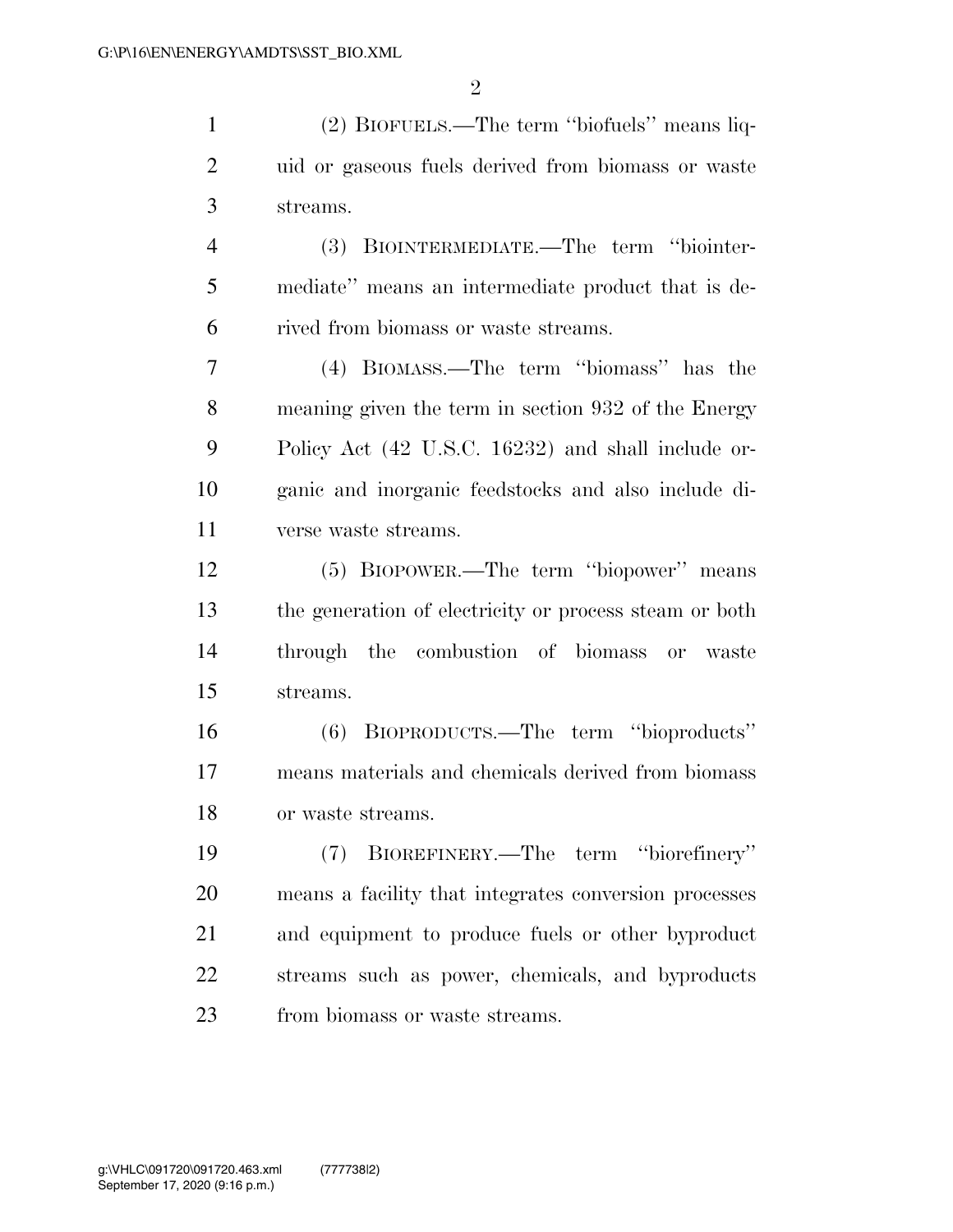(2) BIOFUELS.—The term ''biofuels'' means liquid or gaseous fuels derived from biomass or waste streams.

(3) BIOINTERMEDIATE.—The term ''biointermediate'' means an intermediate product that is derived from biomass or waste streams.

(4) BIOMASS.—The term ''biomass'' has the meaning given the term in section 932 of the Energy Policy Act (42 U.S.C. 16232) and shall include organic and inorganic feedstocks and also include diverse waste streams.

(5) BIOPOWER.—The term ''biopower'' means the generation of electricity or process steam or both through the combustion of biomass or waste streams.

(6) BIOPRODUCTS.—The term ''bioproducts'' means materials and chemicals derived from biomass or waste streams.

(7) BIOREFINERY.—The term ''biorefinery'' means a facility that integrates conversion processes and equipment to produce fuels or other byproduct streams such as power, chemicals, and byproducts from biomass or waste streams.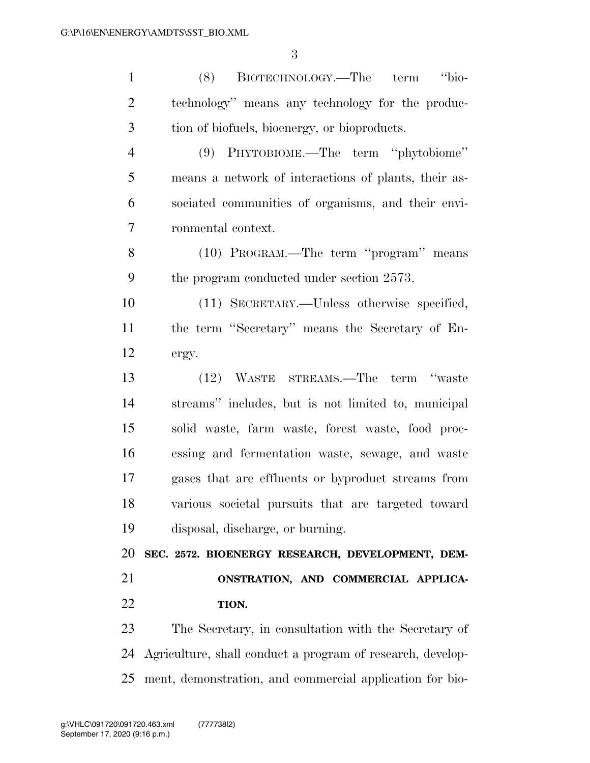(8) BIOTECHNOLOGY.—The term ''biotechnology'' means any technology for the production of biofuels, bioenergy, or bioproducts.

(9) PHYTOBIOME.—The term ''phytobiome'' means a network of interactions of plants, their associated communities of organisms, and their environmental context.

(10) PROGRAM.—The term ''program'' means the program conducted under section 2573.

(11) SECRETARY.—Unless otherwise specified, the term ''Secretary'' means the Secretary of Energy.

(12) WASTE STREAMS.—The term ''waste streams'' includes, but is not limited to, municipal solid waste, farm waste, forest waste, food processing and fermentation waste, sewage, and waste gases that are effluents or byproduct streams from various societal pursuits that are targeted toward disposal, discharge, or burning.

**SEC. 2572. BIOENERGY RESEARCH, DEVELOPMENT, DEMONSTRATION, AND COMMERCIAL APPLICATION.**

The Secretary, in consultation with the Secretary of Agriculture, shall conduct a program of research, development, demonstration, and commercial application for bio-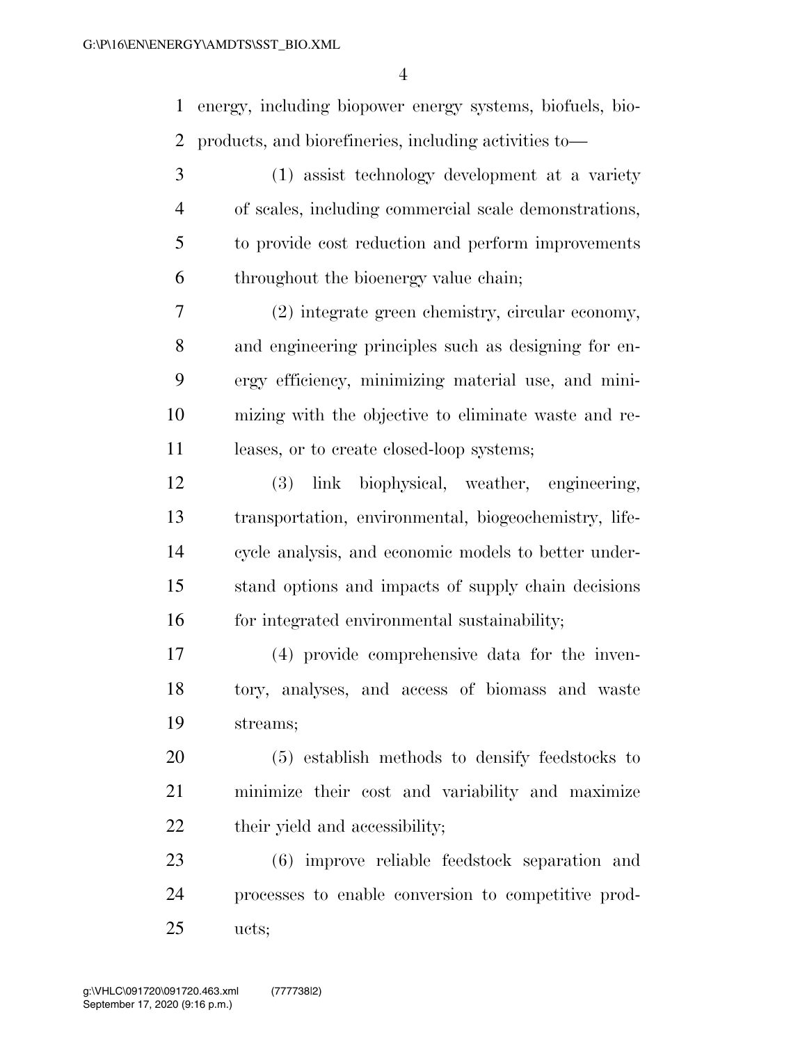energy, including biopower energy systems, biofuels, bioproducts, and biorefineries, including activities to—

(1) assist technology development at a variety of scales, including commercial scale demonstrations, to provide cost reduction and perform improvements throughout the bioenergy value chain;

(2) integrate green chemistry, circular economy, and engineering principles such as designing for energy efficiency, minimizing material use, and minimizing with the objective to eliminate waste and releases, or to create closed-loop systems;

(3) link biophysical, weather, engineering, transportation, environmental, biogeochemistry, life-cycle analysis, and economic models to better understand options and impacts of supply chain decisions for integrated environmental sustainability;

(4) provide comprehensive data for the inventory, analyses, and access of biomass and waste streams;

(5) establish methods to densify feedstocks to minimize their cost and variability and maximize their yield and accessibility;

(6) improve reliable feedstock separation and processes to enable conversion to competitive products;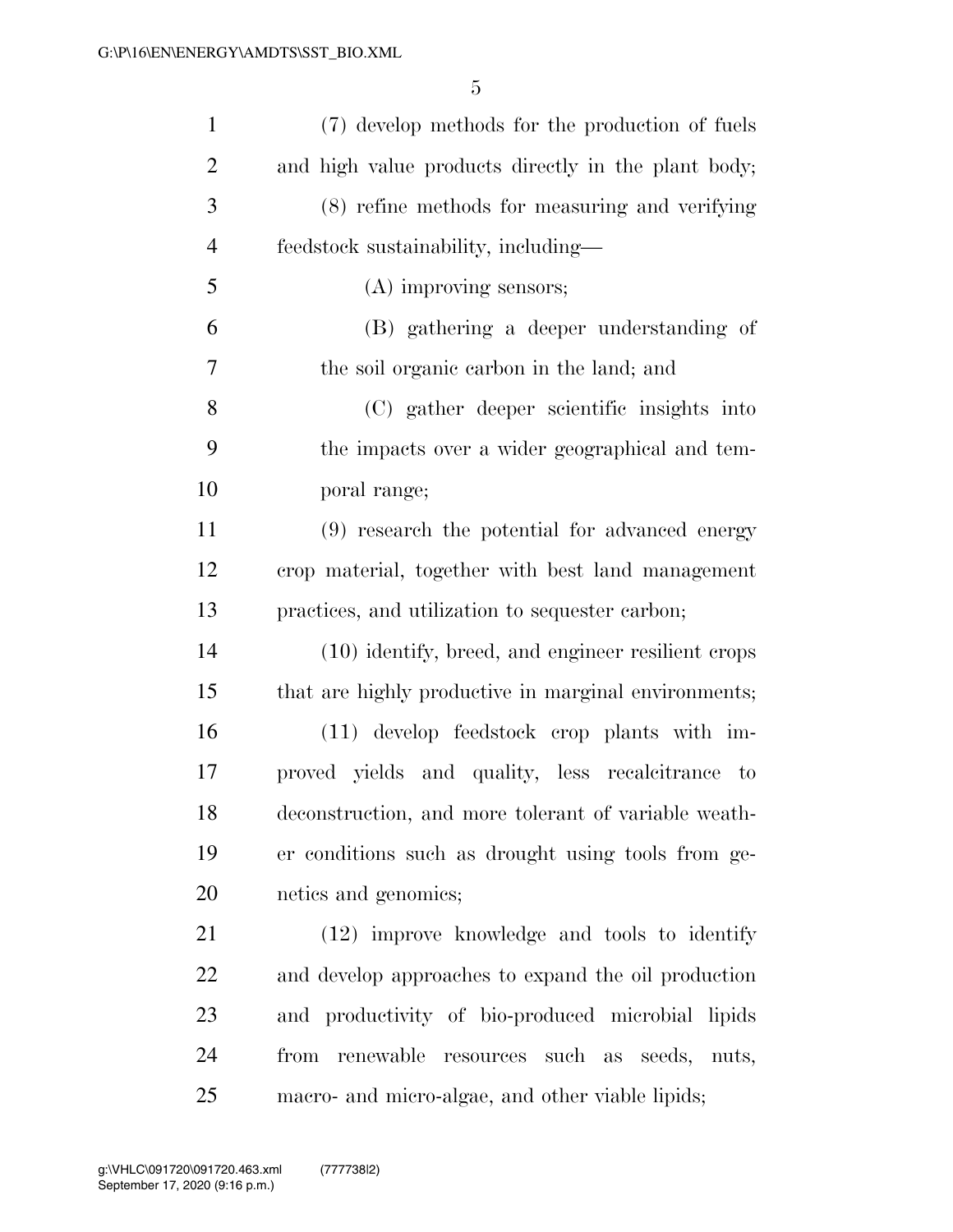(7) develop methods for the production of fuels and high value products directly in the plant body;

(8) refine methods for measuring and verifying feedstock sustainability, including—

(A) improving sensors;

(B) gathering a deeper understanding of the soil organic carbon in the land; and

(C) gather deeper scientific insights into the impacts over a wider geographical and temporal range;

(9) research the potential for advanced energy crop material, together with best land management practices, and utilization to sequester carbon;

(10) identify, breed, and engineer resilient crops that are highly productive in marginal environments;

(11) develop feedstock crop plants with improved yields and quality, less recalcitrance to deconstruction, and more tolerant of variable weather conditions such as drought using tools from genetics and genomics;

(12) improve knowledge and tools to identify and develop approaches to expand the oil production and productivity of bio-produced microbial lipids from renewable resources such as seeds, nuts, macro- and micro-algae, and other viable lipids;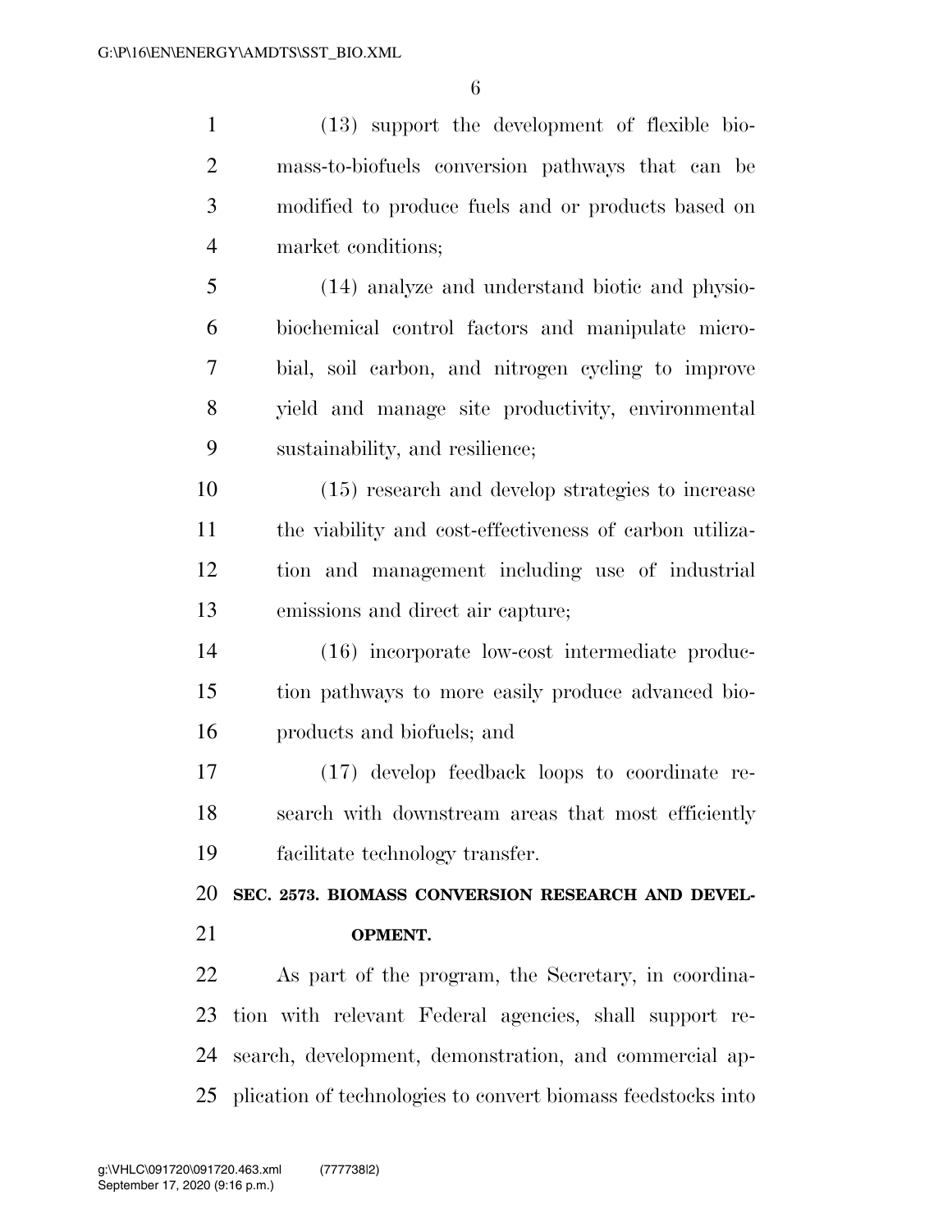(13) support the development of flexible biomass-to-biofuels conversion pathways that can be modified to produce fuels and or products based on market conditions;

(14) analyze and understand biotic and physio-biochemical control factors and manipulate microbial, soil carbon, and nitrogen cycling to improve yield and manage site productivity, environmental sustainability, and resilience;

(15) research and develop strategies to increase the viability and cost-effectiveness of carbon utilization and management including use of industrial emissions and direct air capture;

(16) incorporate low-cost intermediate production pathways to more easily produce advanced bioproducts and biofuels; and

(17) develop feedback loops to coordinate research with downstream areas that most efficiently facilitate technology transfer.

**SEC. 2573. BIOMASS CONVERSION RESEARCH AND DEVELOPMENT.**

As part of the program, the Secretary, in coordination with relevant Federal agencies, shall support research, development, demonstration, and commercial application of technologies to convert biomass feedstocks into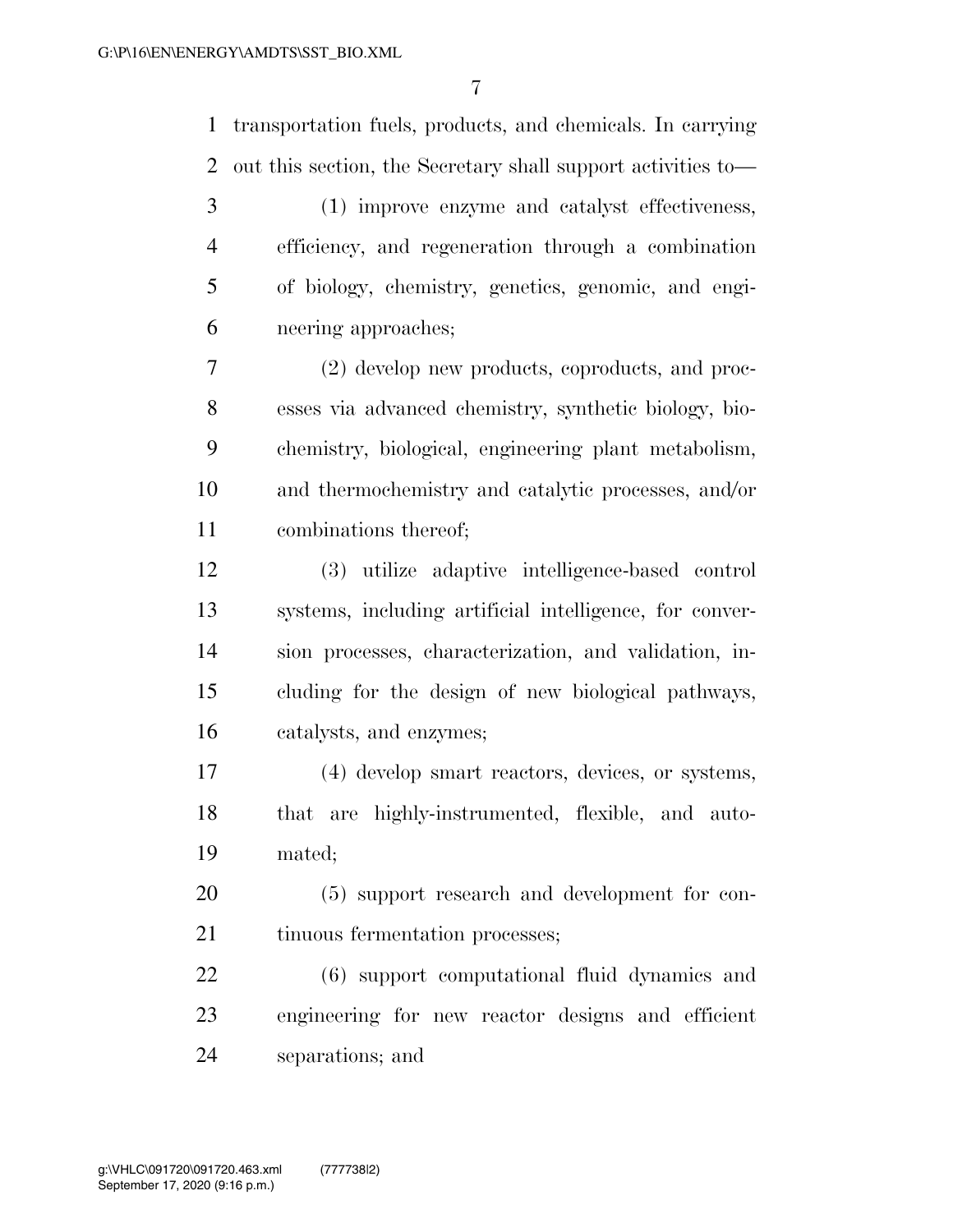transportation fuels, products, and chemicals. In carrying out this section, the Secretary shall support activities to—

(1) improve enzyme and catalyst effectiveness, efficiency, and regeneration through a combination of biology, chemistry, genetics, genomic, and engineering approaches;

(2) develop new products, coproducts, and processes via advanced chemistry, synthetic biology, biochemistry, biological, engineering plant metabolism, and thermochemistry and catalytic processes, and/or combinations thereof;

(3) utilize adaptive intelligence-based control systems, including artificial intelligence, for conversion processes, characterization, and validation, including for the design of new biological pathways, catalysts, and enzymes;

(4) develop smart reactors, devices, or systems, that are highly-instrumented, flexible, and automated;

(5) support research and development for continuous fermentation processes;

(6) support computational fluid dynamics and engineering for new reactor designs and efficient separations; and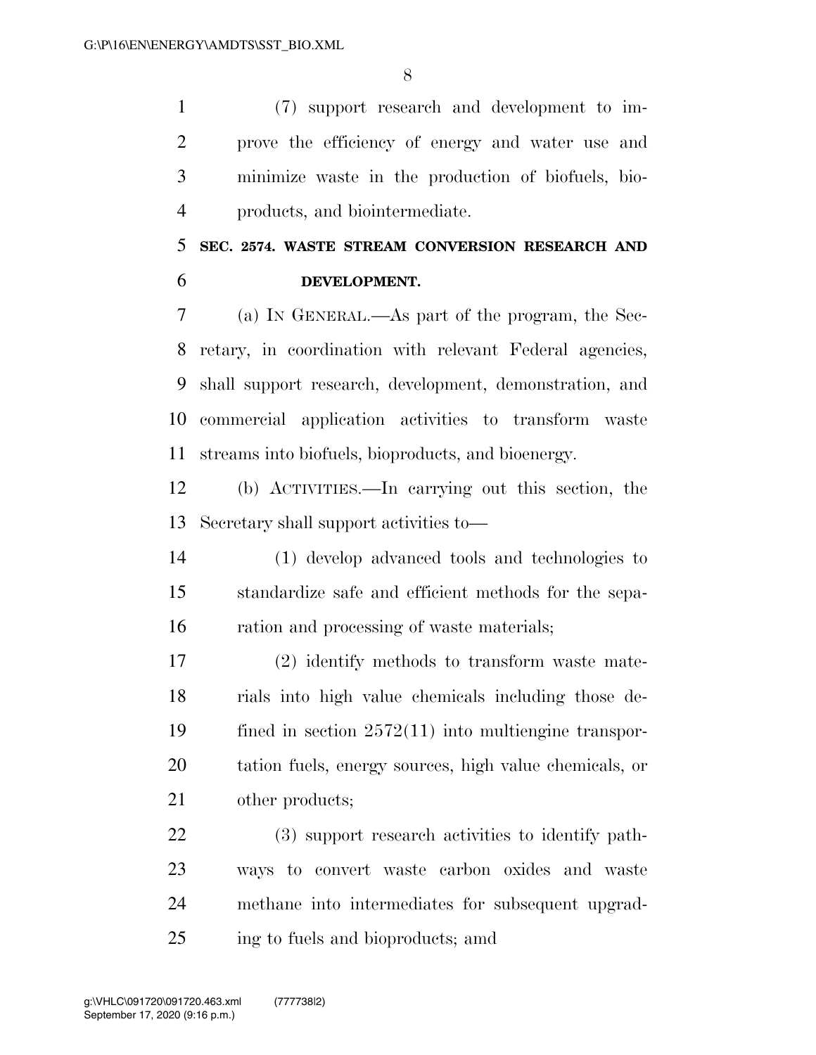(7) support research and development to improve the efficiency of energy and water use and minimize waste in the production of biofuels, bioproducts, and biointermediate.

**SEC. 2574. WASTE STREAM CONVERSION RESEARCH AND DEVELOPMENT.**

(a) IN GENERAL.—As part of the program, the Secretary, in coordination with relevant Federal agencies, shall support research, development, demonstration, and commercial application activities to transform waste streams into biofuels, bioproducts, and bioenergy.

(b) ACTIVITIES.—In carrying out this section, the Secretary shall support activities to—

(1) develop advanced tools and technologies to standardize safe and efficient methods for the separation and processing of waste materials;

(2) identify methods to transform waste materials into high value chemicals including those defined in section 2572(11) into multiengine transportation fuels, energy sources, high value chemicals, or other products;

(3) support research activities to identify pathways to convert waste carbon oxides and waste methane into intermediates for subsequent upgrading to fuels and bioproducts; amd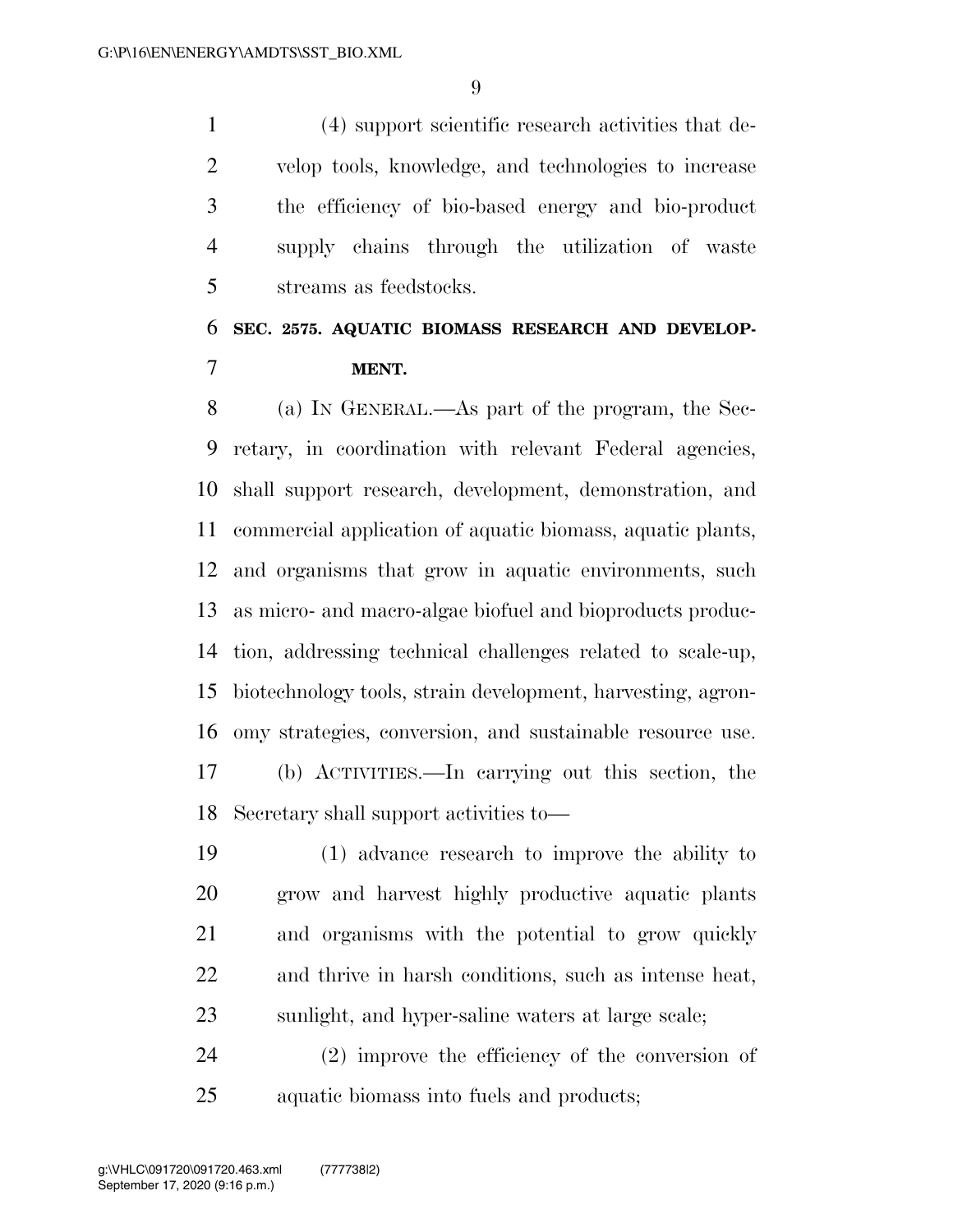(4) support scientific research activities that develop tools, knowledge, and technologies to increase the efficiency of bio-based energy and bio-product supply chains through the utilization of waste streams as feedstocks.

**SEC. 2575. AQUATIC BIOMASS RESEARCH AND DEVELOPMENT.**

(a) IN GENERAL.—As part of the program, the Secretary, in coordination with relevant Federal agencies, shall support research, development, demonstration, and commercial application of aquatic biomass, aquatic plants, and organisms that grow in aquatic environments, such as micro- and macro-algae biofuel and bioproducts production, addressing technical challenges related to scale-up, biotechnology tools, strain development, harvesting, agronomy strategies, conversion, and sustainable resource use.

(b) ACTIVITIES.—In carrying out this section, the Secretary shall support activities to—

(1) advance research to improve the ability to grow and harvest highly productive aquatic plants and organisms with the potential to grow quickly and thrive in harsh conditions, such as intense heat, sunlight, and hyper-saline waters at large scale;

(2) improve the efficiency of the conversion of aquatic biomass into fuels and products;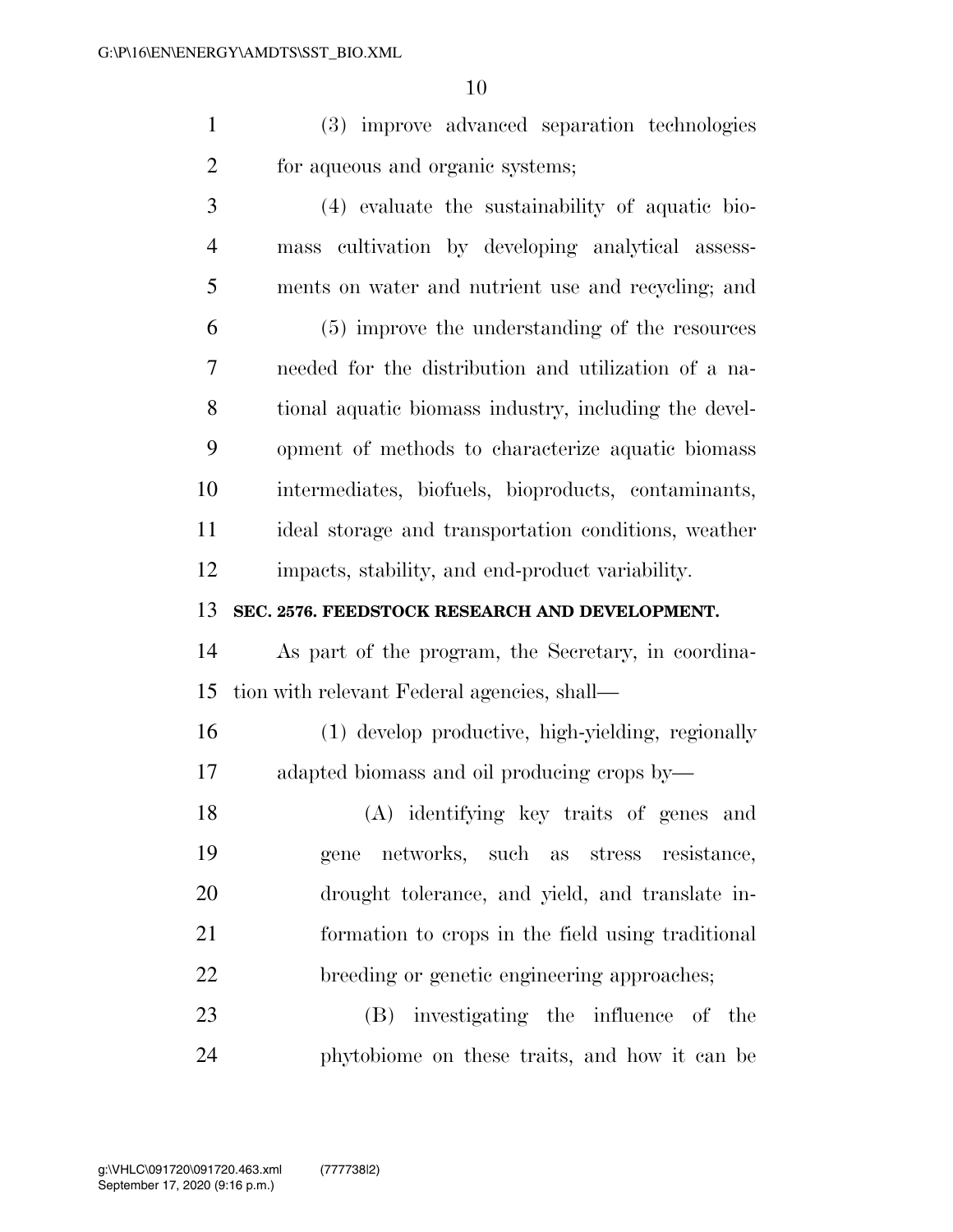(3) improve advanced separation technologies for aqueous and organic systems;

(4) evaluate the sustainability of aquatic biomass cultivation by developing analytical assessments on water and nutrient use and recycling; and

(5) improve the understanding of the resources needed for the distribution and utilization of a national aquatic biomass industry, including the development of methods to characterize aquatic biomass intermediates, biofuels, bioproducts, contaminants, ideal storage and transportation conditions, weather impacts, stability, and end-product variability.

**SEC. 2576. FEEDSTOCK RESEARCH AND DEVELOPMENT.**

As part of the program, the Secretary, in coordination with relevant Federal agencies, shall—

(1) develop productive, high-yielding, regionally adapted biomass and oil producing crops by—

(A) identifying key traits of genes and gene networks, such as stress resistance, drought tolerance, and yield, and translate information to crops in the field using traditional breeding or genetic engineering approaches;

(B) investigating the influence of the phytobiome on these traits, and how it can be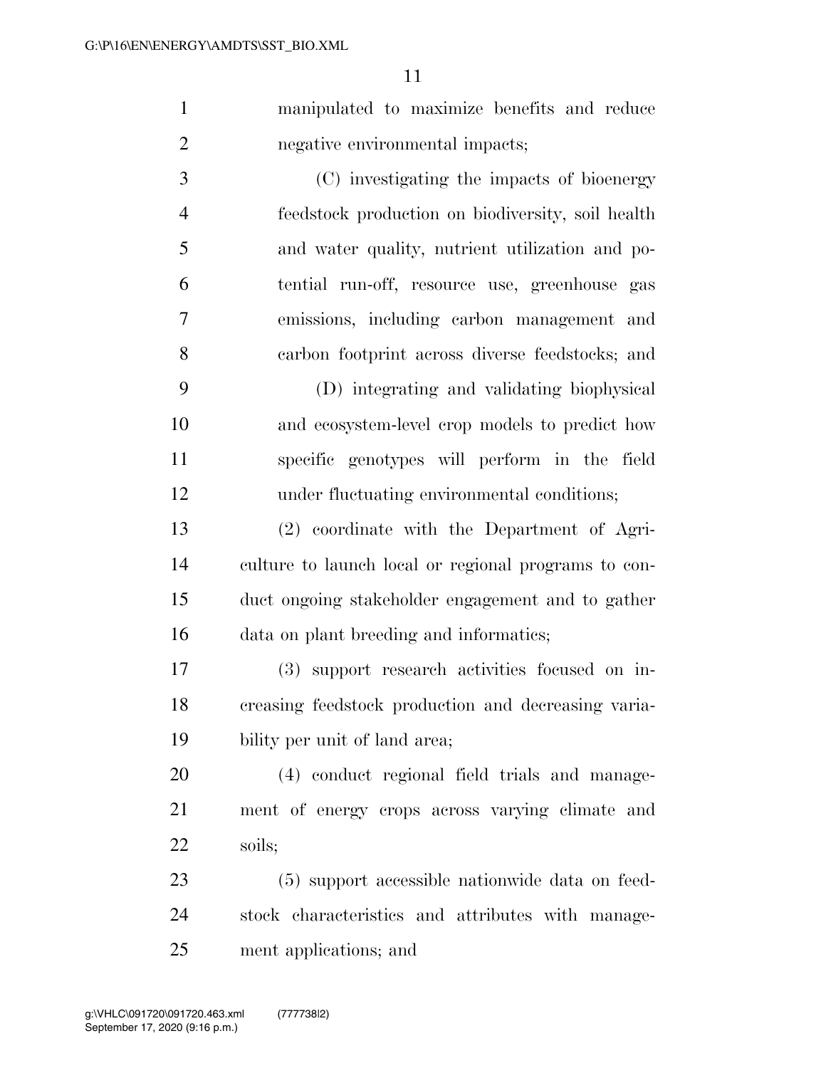manipulated to maximize benefits and reduce negative environmental impacts;

(C) investigating the impacts of bioenergy feedstock production on biodiversity, soil health and water quality, nutrient utilization and potential run-off, resource use, greenhouse gas emissions, including carbon management and carbon footprint across diverse feedstocks; and

(D) integrating and validating biophysical and ecosystem-level crop models to predict how specific genotypes will perform in the field under fluctuating environmental conditions;

(2) coordinate with the Department of Agriculture to launch local or regional programs to conduct ongoing stakeholder engagement and to gather data on plant breeding and informatics;

(3) support research activities focused on increasing feedstock production and decreasing variability per unit of land area;

(4) conduct regional field trials and management of energy crops across varying climate and soils;

(5) support accessible nationwide data on feedstock characteristics and attributes with management applications; and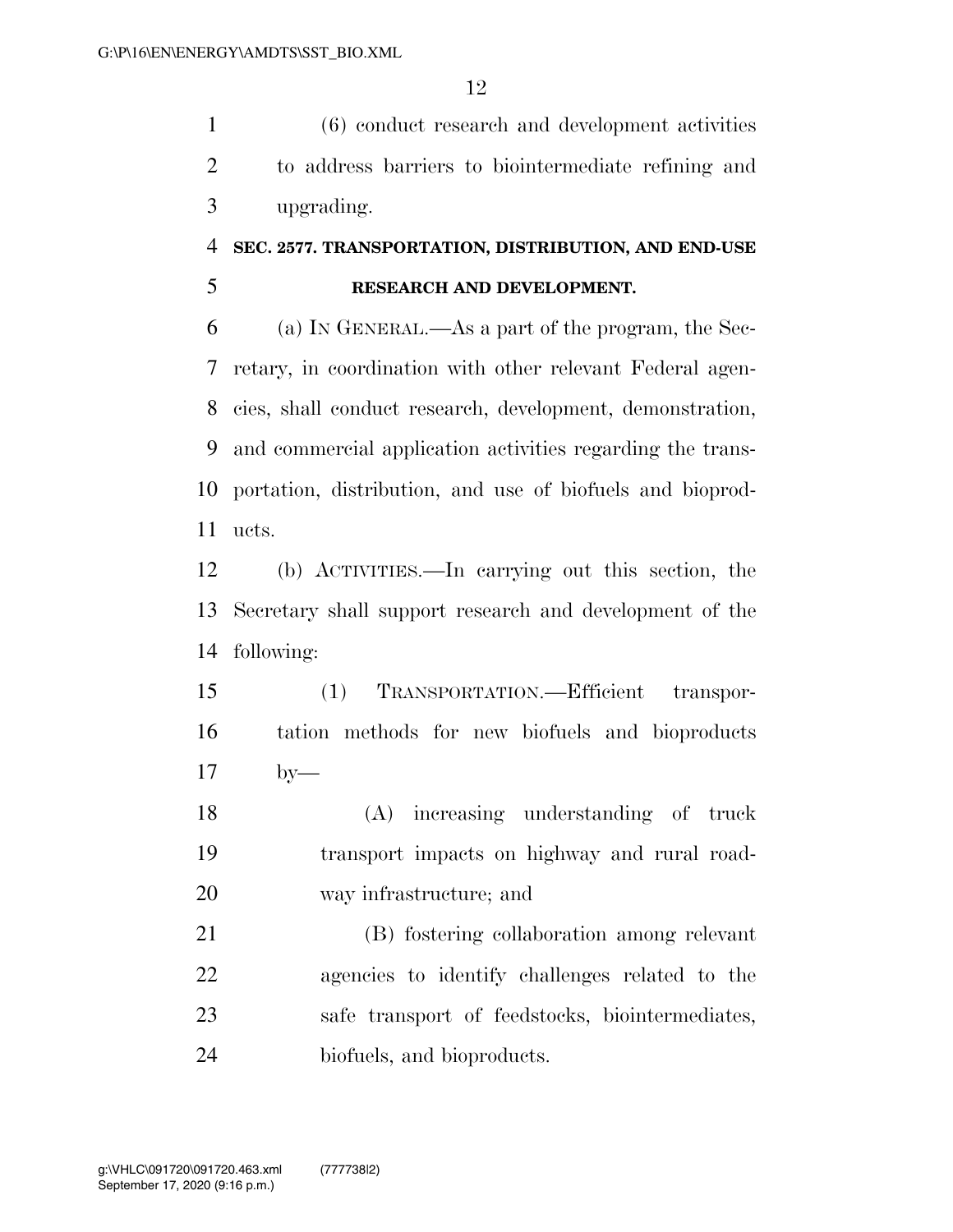(6) conduct research and development activities to address barriers to biointermediate refining and upgrading.

### SEC. 2577. TRANSPORTATION, DISTRIBUTION, AND END-USE RESEARCH AND DEVELOPMENT.

(a) IN GENERAL.—As a part of the program, the Secretary, in coordination with other relevant Federal agencies, shall conduct research, development, demonstration, and commercial application activities regarding the transportation, distribution, and use of biofuels and bioproducts.

(b) ACTIVITIES.—In carrying out this section, the Secretary shall support research and development of the following:

(1) TRANSPORTATION.—Efficient transportation methods for new biofuels and bioproducts by—

(A) increasing understanding of truck transport impacts on highway and rural roadway infrastructure; and

(B) fostering collaboration among relevant agencies to identify challenges related to the safe transport of feedstocks, biointermediates, biofuels, and bioproducts.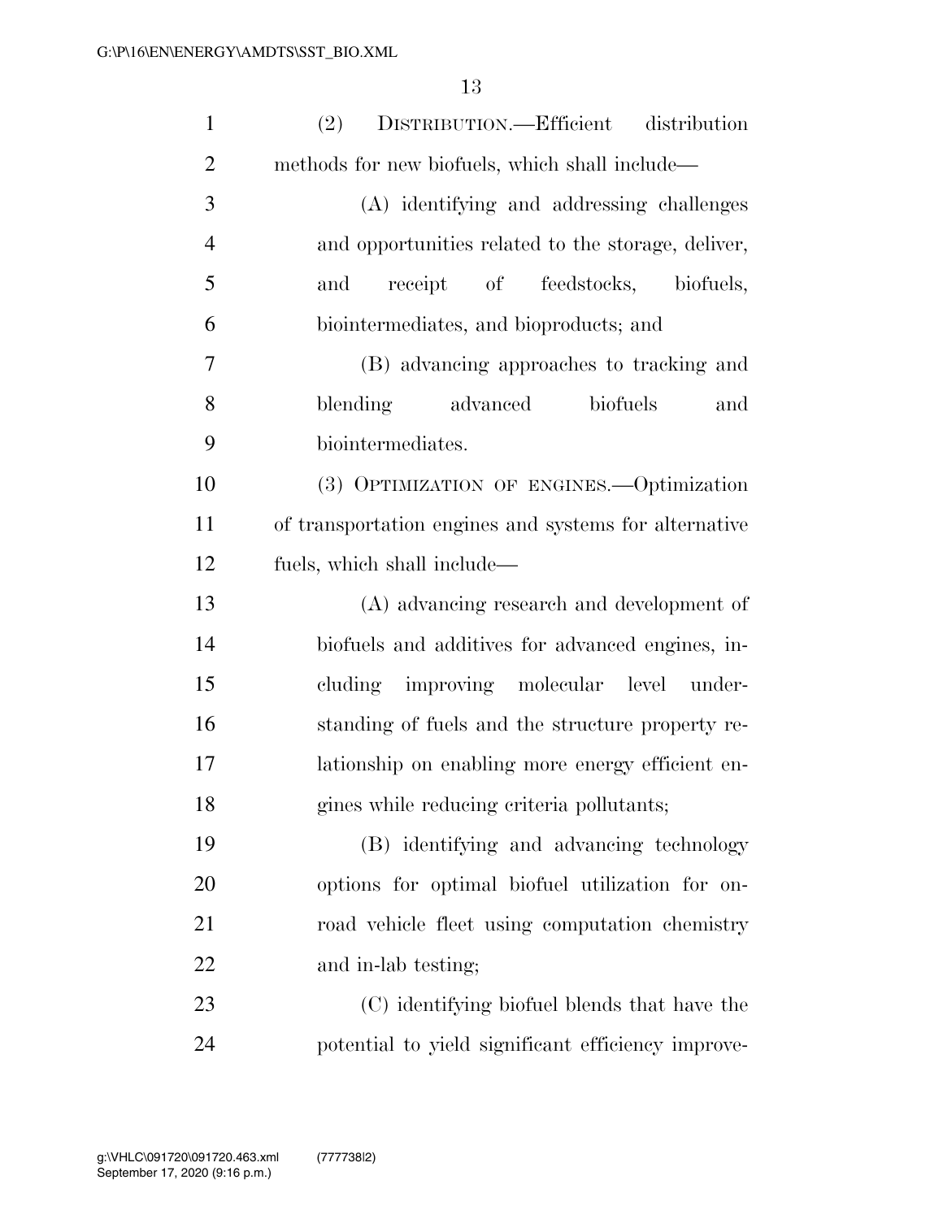(2) DISTRIBUTION.—Efficient distribution methods for new biofuels, which shall include—

(A) identifying and addressing challenges and opportunities related to the storage, deliver, and receipt of feedstocks, biofuels, biointermediates, and bioproducts; and

(B) advancing approaches to tracking and blending advanced biofuels and biointermediates.

(3) OPTIMIZATION OF ENGINES.—Optimization of transportation engines and systems for alternative fuels, which shall include—

(A) advancing research and development of biofuels and additives for advanced engines, including improving molecular level understanding of fuels and the structure property relationship on enabling more energy efficient engines while reducing criteria pollutants;

(B) identifying and advancing technology options for optimal biofuel utilization for on-road vehicle fleet using computation chemistry and in-lab testing;

(C) identifying biofuel blends that have the potential to yield significant efficiency improve-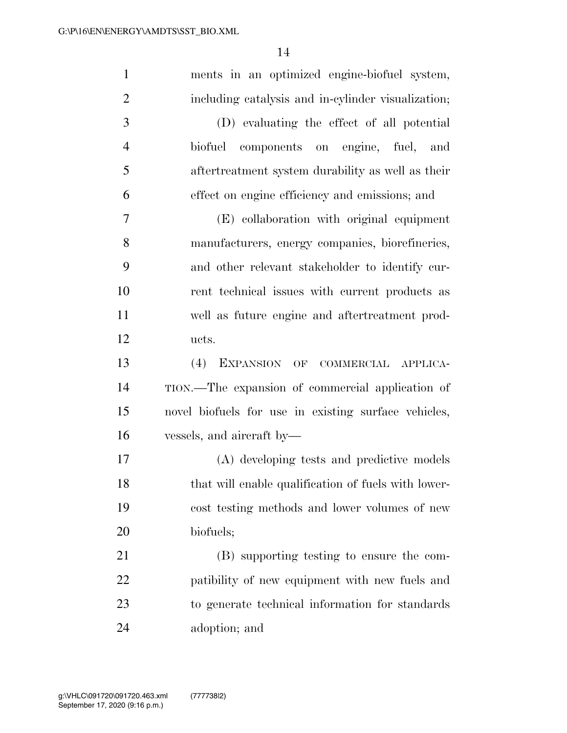ments in an optimized engine-biofuel system, including catalysis and in-cylinder visualization;

(D) evaluating the effect of all potential biofuel components on engine, fuel, and aftertreatment system durability as well as their effect on engine efficiency and emissions; and

(E) collaboration with original equipment manufacturers, energy companies, biorefineries, and other relevant stakeholder to identify current technical issues with current products as well as future engine and aftertreatment products.

(4) EXPANSION OF COMMERCIAL APPLICATION.—The expansion of commercial application of novel biofuels for use in existing surface vehicles, vessels, and aircraft by—

(A) developing tests and predictive models that will enable qualification of fuels with lower-cost testing methods and lower volumes of new biofuels;

(B) supporting testing to ensure the compatibility of new equipment with new fuels and to generate technical information for standards adoption; and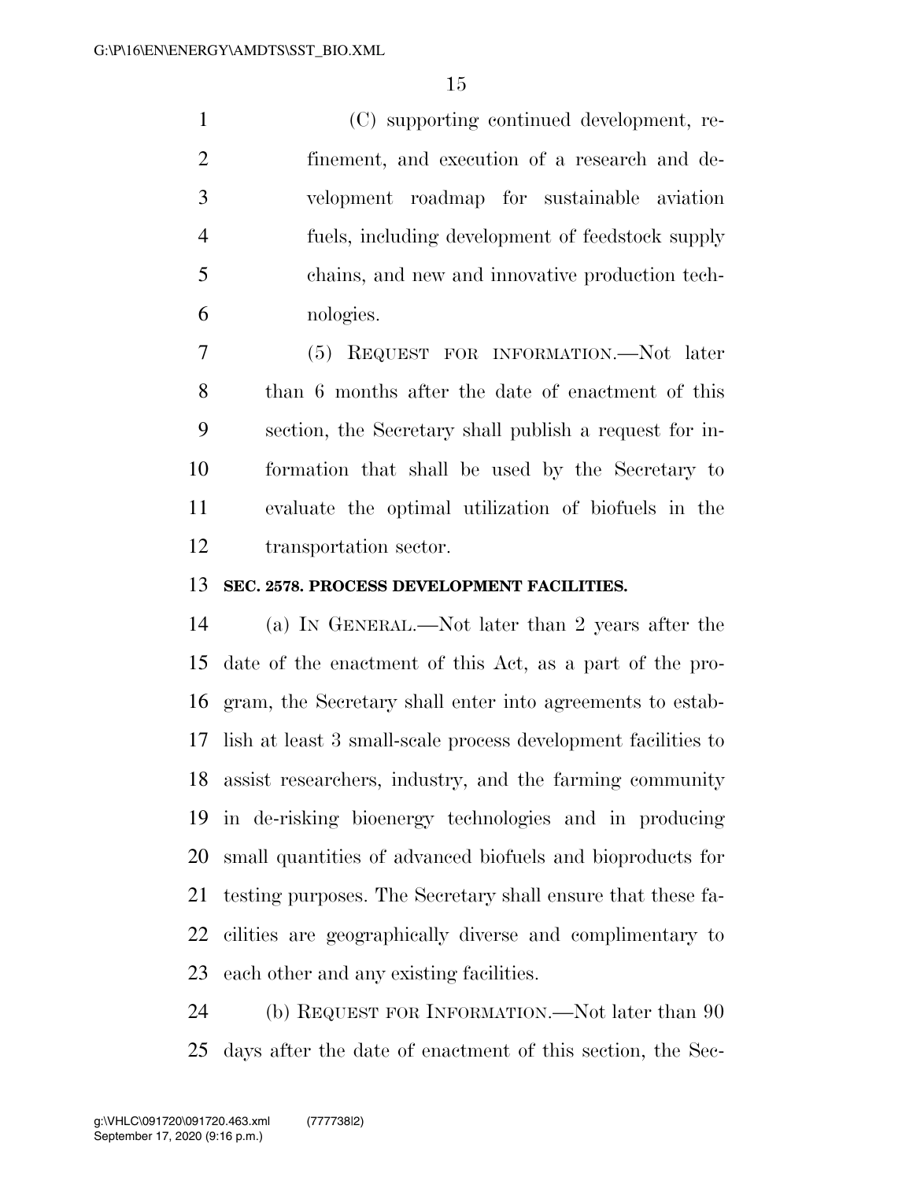(C) supporting continued development, refinement, and execution of a research and development roadmap for sustainable aviation fuels, including development of feedstock supply chains, and new and innovative production technologies.

(5) REQUEST FOR INFORMATION.—Not later than 6 months after the date of enactment of this section, the Secretary shall publish a request for information that shall be used by the Secretary to evaluate the optimal utilization of biofuels in the transportation sector.

**SEC. 2578. PROCESS DEVELOPMENT FACILITIES.**

(a) IN GENERAL.—Not later than 2 years after the date of the enactment of this Act, as a part of the program, the Secretary shall enter into agreements to establish at least 3 small-scale process development facilities to assist researchers, industry, and the farming community in de-risking bioenergy technologies and in producing small quantities of advanced biofuels and bioproducts for testing purposes. The Secretary shall ensure that these facilities are geographically diverse and complimentary to each other and any existing facilities.

(b) REQUEST FOR INFORMATION.—Not later than 90 days after the date of enactment of this section, the Sec-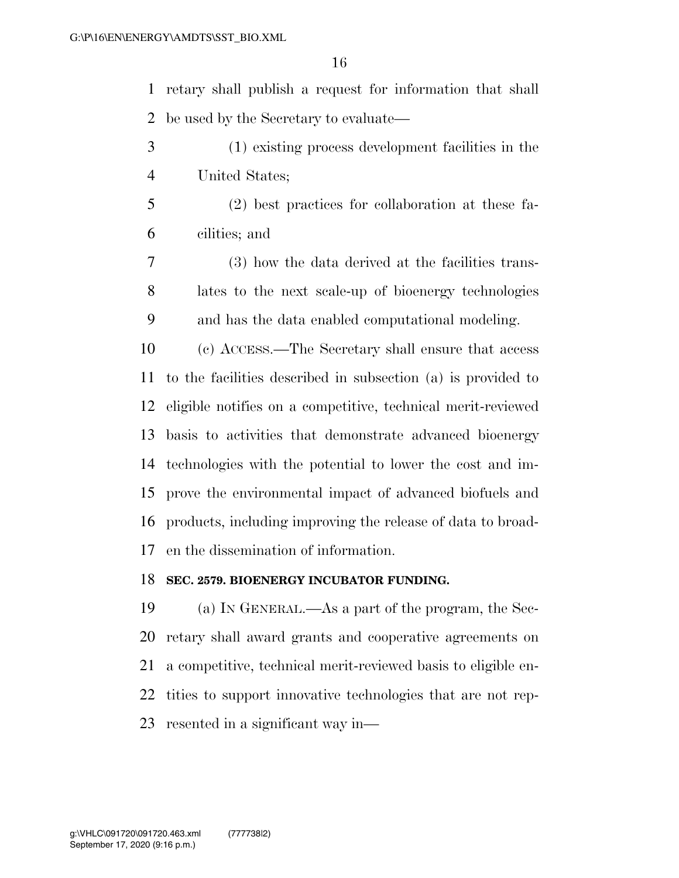retary shall publish a request for information that shall be used by the Secretary to evaluate—

(1) existing process development facilities in the United States;

(2) best practices for collaboration at these facilities; and

(3) how the data derived at the facilities translates to the next scale-up of bioenergy technologies and has the data enabled computational modeling.

(c) ACCESS.—The Secretary shall ensure that access to the facilities described in subsection (a) is provided to eligible notifies on a competitive, technical merit-reviewed basis to activities that demonstrate advanced bioenergy technologies with the potential to lower the cost and improve the environmental impact of advanced biofuels and products, including improving the release of data to broaden the dissemination of information.

**SEC. 2579. BIOENERGY INCUBATOR FUNDING.**

(a) IN GENERAL.—As a part of the program, the Secretary shall award grants and cooperative agreements on a competitive, technical merit-reviewed basis to eligible entities to support innovative technologies that are not represented in a significant way in—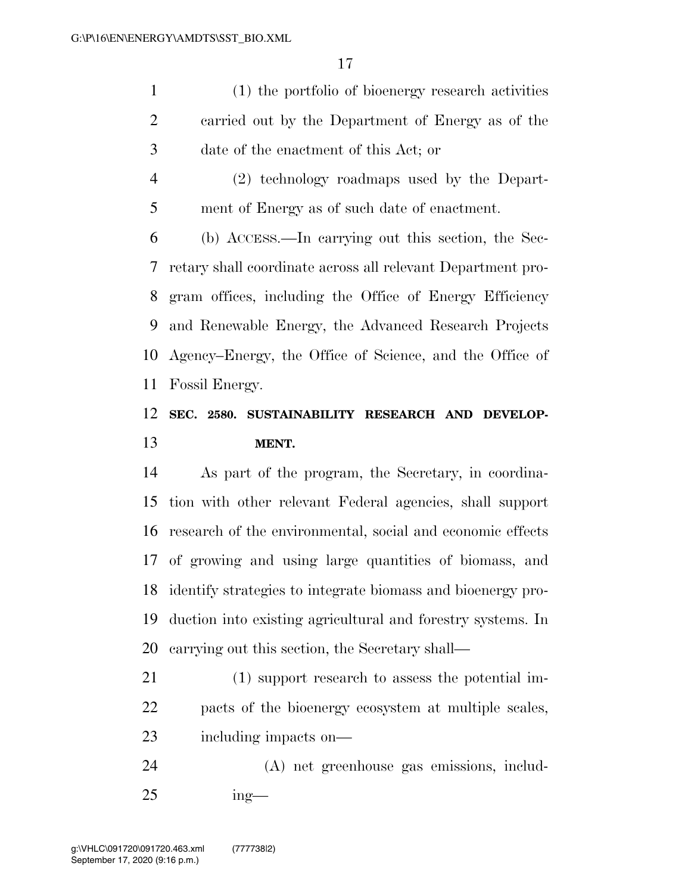(1) the portfolio of bioenergy research activities carried out by the Department of Energy as of the date of the enactment of this Act; or

(2) technology roadmaps used by the Department of Energy as of such date of enactment.

(b) ACCESS.—In carrying out this section, the Secretary shall coordinate across all relevant Department program offices, including the Office of Energy Efficiency and Renewable Energy, the Advanced Research Projects Agency–Energy, the Office of Science, and the Office of Fossil Energy.

**SEC. 2580. SUSTAINABILITY RESEARCH AND DEVELOPMENT.**

As part of the program, the Secretary, in coordination with other relevant Federal agencies, shall support research of the environmental, social and economic effects of growing and using large quantities of biomass, and identify strategies to integrate biomass and bioenergy production into existing agricultural and forestry systems. In carrying out this section, the Secretary shall—

(1) support research to assess the potential impacts of the bioenergy ecosystem at multiple scales, including impacts on—

(A) net greenhouse gas emissions, including—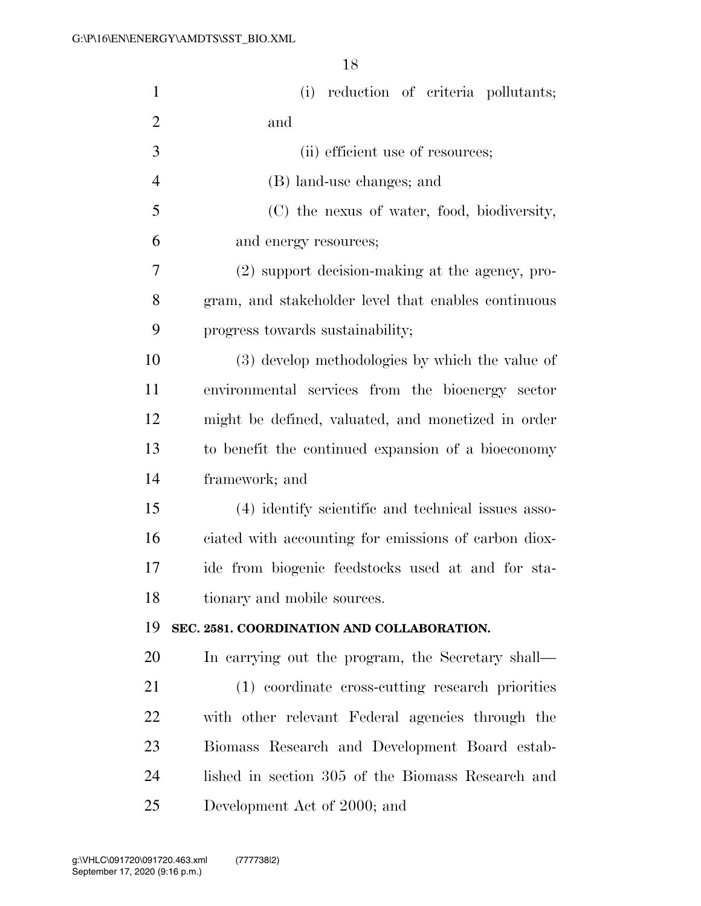(i) reduction of criteria pollutants; and

(ii) efficient use of resources;

(B) land-use changes; and

(C) the nexus of water, food, biodiversity, and energy resources;

(2) support decision-making at the agency, program, and stakeholder level that enables continuous progress towards sustainability;

(3) develop methodologies by which the value of environmental services from the bioenergy sector might be defined, valuated, and monetized in order to benefit the continued expansion of a bioeconomy framework; and

(4) identify scientific and technical issues associated with accounting for emissions of carbon dioxide from biogenic feedstocks used at and for stationary and mobile sources.

**SEC. 2581. COORDINATION AND COLLABORATION.**

In carrying out the program, the Secretary shall—

(1) coordinate cross-cutting research priorities with other relevant Federal agencies through the Biomass Research and Development Board established in section 305 of the Biomass Research and Development Act of 2000; and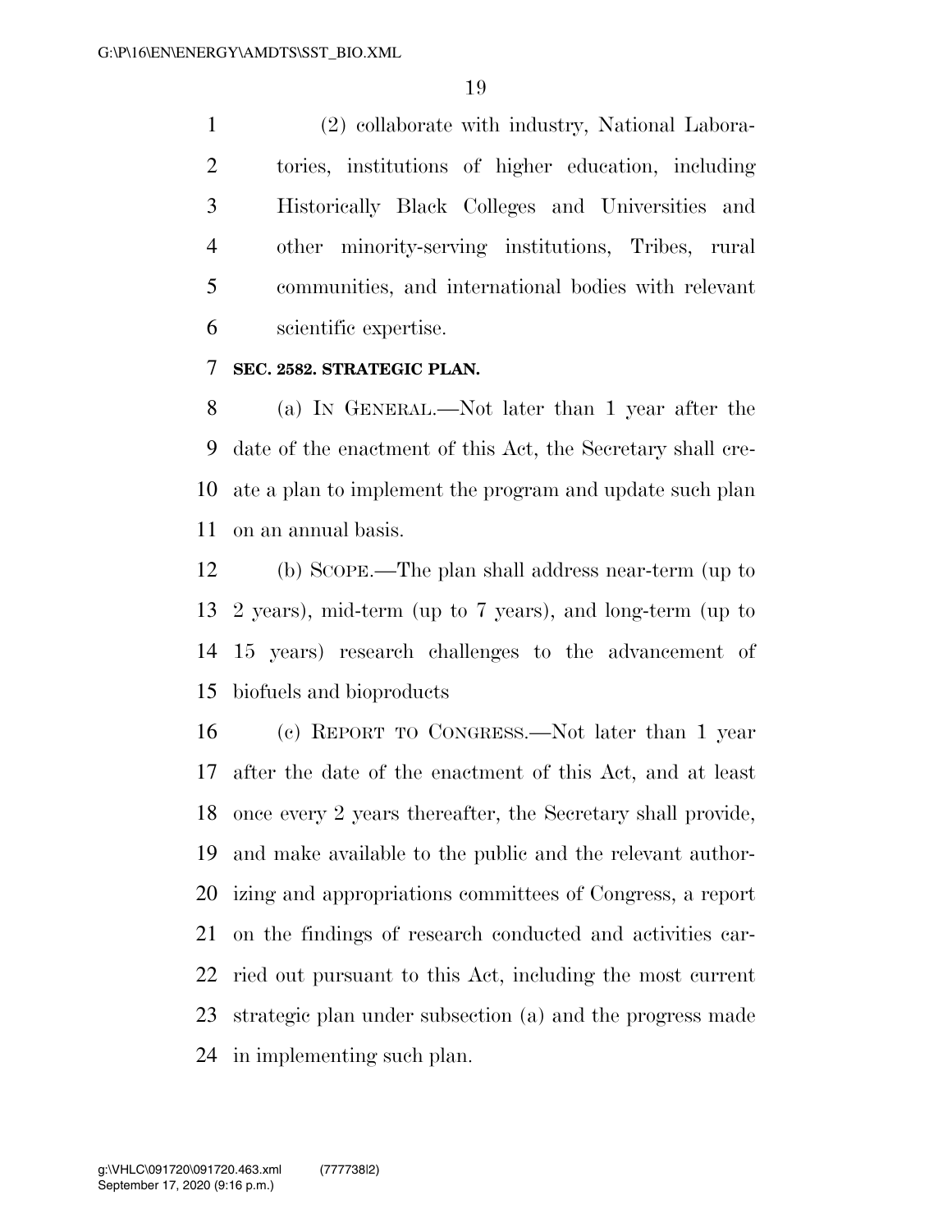(2) collaborate with industry, National Laboratories, institutions of higher education, including Historically Black Colleges and Universities and other minority-serving institutions, Tribes, rural communities, and international bodies with relevant scientific expertise.

**SEC. 2582. STRATEGIC PLAN.**

(a) IN GENERAL.—Not later than 1 year after the date of the enactment of this Act, the Secretary shall create a plan to implement the program and update such plan on an annual basis.

(b) SCOPE.—The plan shall address near-term (up to 2 years), mid-term (up to 7 years), and long-term (up to 15 years) research challenges to the advancement of biofuels and bioproducts

(c) REPORT TO CONGRESS.—Not later than 1 year after the date of the enactment of this Act, and at least once every 2 years thereafter, the Secretary shall provide, and make available to the public and the relevant authorizing and appropriations committees of Congress, a report on the findings of research conducted and activities carried out pursuant to this Act, including the most current strategic plan under subsection (a) and the progress made in implementing such plan.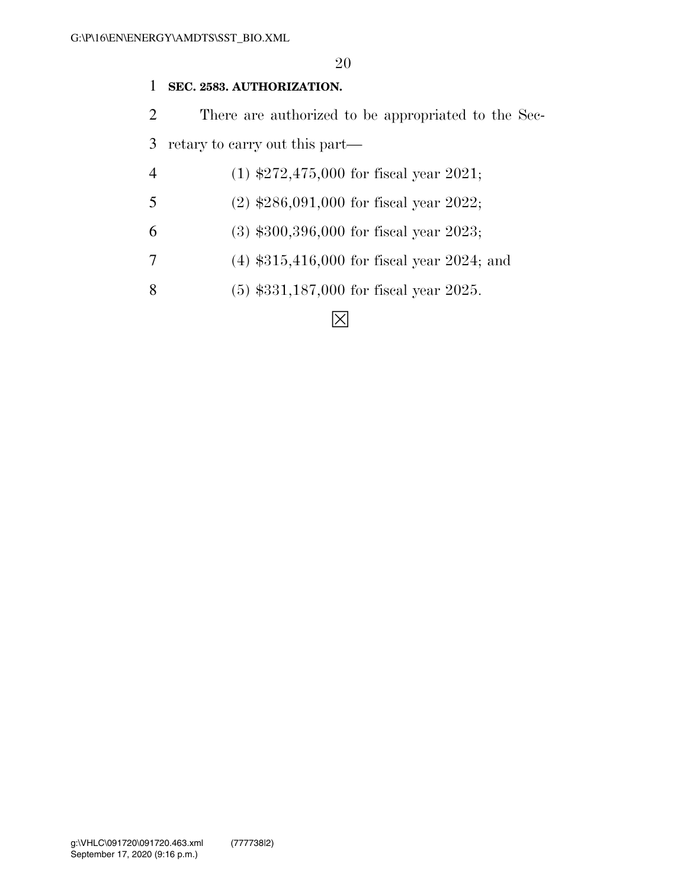**SEC. 2583. AUTHORIZATION.**

There are authorized to be appropriated to the Secretary to carry out this part—

(1) $272,475,000 for fiscal year 2021;

(2) $286,091,000 for fiscal year 2022;

(3) $300,396,000 for fiscal year 2023;

(4) $315,416,000 for fiscal year 2024; and

(5) $331,187,000 for fiscal year 2025.